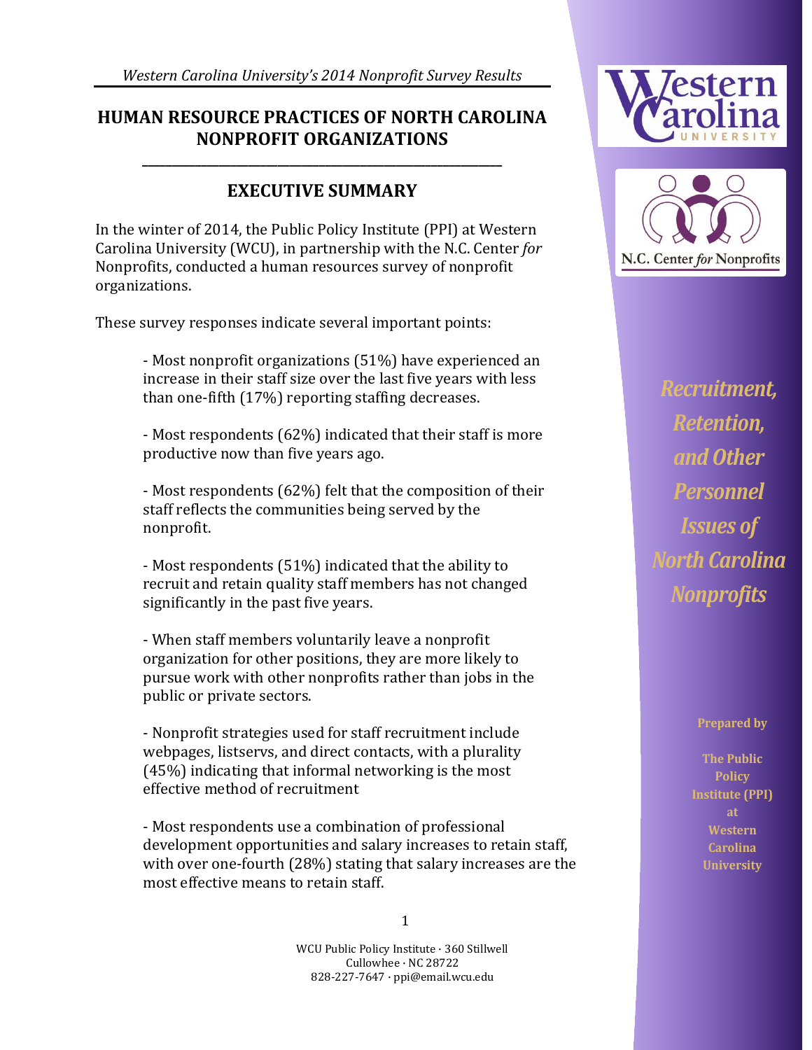*Western Carolina University's 2014 Nonprofit Survey Results*

# HUMAN RESOURCE PRACTICES OF NORTH CAROLINA NONPROFIT ORGANIZATIONS

## EXECUTIVE SUMMARY

In the winter of 2014, the Public Policy Institute (PPI) at Western Carolina University (WCU), in partnership with the N.C. Center *for* Nonprofits, conducted a human resources survey of nonprofit organizations.

These survey responses indicate several important points:

- Most nonprofit organizations (51%) have experienced an increase in their staff size over the last five years with less than one-fifth (17%) reporting staffing decreases.

- Most respondents (62%) indicated that their staff is more productive now than five years ago.

- Most respondents (62%) felt that the composition of their staff reflects the communities being served by the nonprofit.

- Most respondents (51%) indicated that the ability to recruit and retain quality staff members has not changed significantly in the past five years.

- When staff members voluntarily leave a nonprofit organization for other positions, they are more likely to pursue work with other nonprofits rather than jobs in the public or private sectors.

- Nonprofit strategies used for staff recruitment include webpages, listservs, and direct contacts, with a plurality (45%) indicating that informal networking is the most effective method of recruitment

- Most respondents use a combination of professional development opportunities and salary increases to retain staff, with over one-fourth (28%) stating that salary increases are the most effective means to retain staff.

Western Carolina University

N.C. Center *for* Nonprofits

***Recruitment, Retention, and Other Personnel Issues of North Carolina Nonprofits***

**Prepared by**

**The Public Policy Institute (PPI) at Western Carolina University**

WCU Public Policy Institute · 360 Stillwell
Cullowhee · NC 28722
828-227-7647 · ppi@email.wcu.edu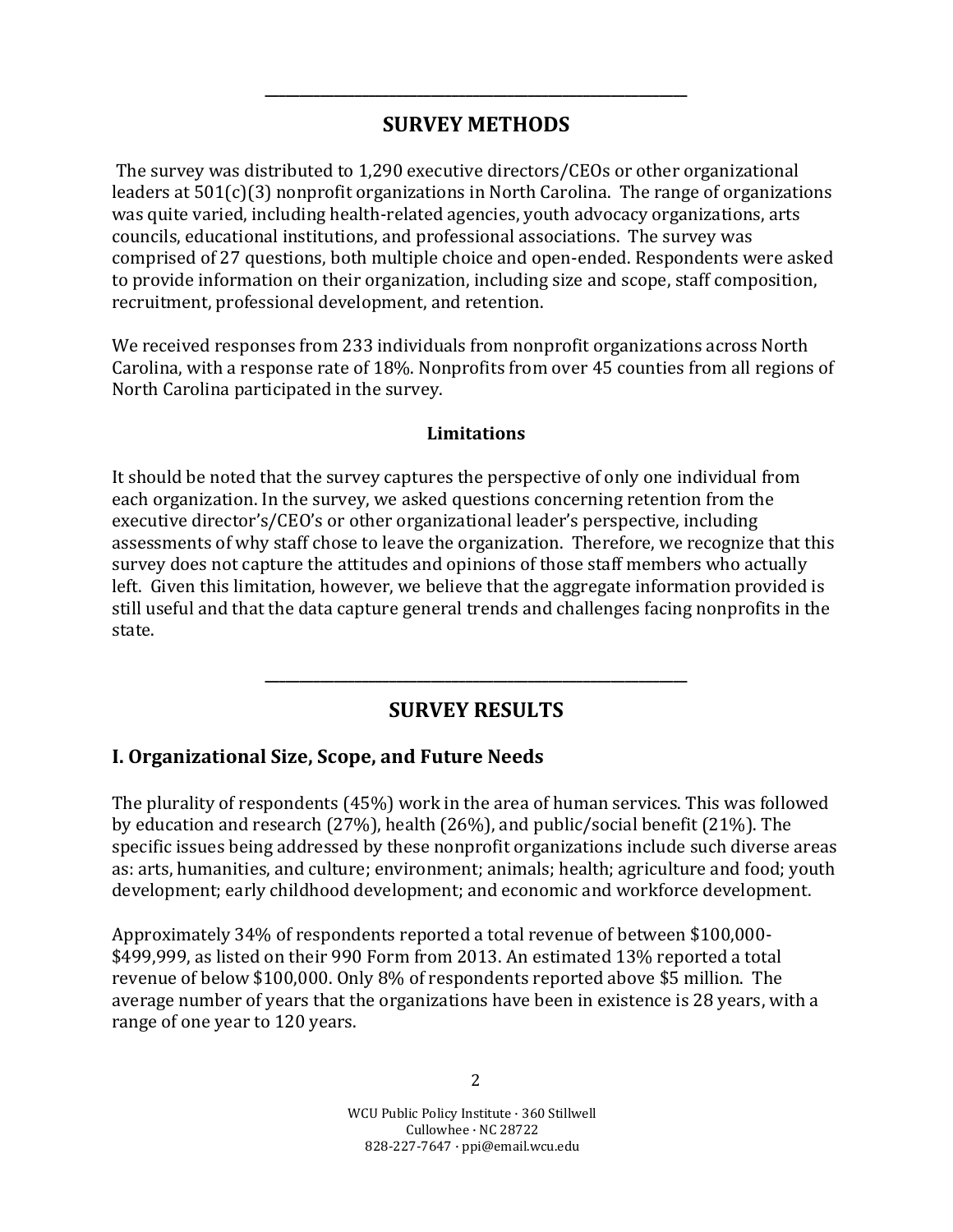## SURVEY METHODS

The survey was distributed to 1,290 executive directors/CEOs or other organizational leaders at 501(c)(3) nonprofit organizations in North Carolina. The range of organizations was quite varied, including health-related agencies, youth advocacy organizations, arts councils, educational institutions, and professional associations. The survey was comprised of 27 questions, both multiple choice and open-ended. Respondents were asked to provide information on their organization, including size and scope, staff composition, recruitment, professional development, and retention.

We received responses from 233 individuals from nonprofit organizations across North Carolina, with a response rate of 18%. Nonprofits from over 45 counties from all regions of North Carolina participated in the survey.

### Limitations

It should be noted that the survey captures the perspective of only one individual from each organization. In the survey, we asked questions concerning retention from the executive director's/CEO's or other organizational leader's perspective, including assessments of why staff chose to leave the organization. Therefore, we recognize that this survey does not capture the attitudes and opinions of those staff members who actually left. Given this limitation, however, we believe that the aggregate information provided is still useful and that the data capture general trends and challenges facing nonprofits in the state.

## SURVEY RESULTS

### I. Organizational Size, Scope, and Future Needs

The plurality of respondents (45%) work in the area of human services. This was followed by education and research (27%), health (26%), and public/social benefit (21%). The specific issues being addressed by these nonprofit organizations include such diverse areas as: arts, humanities, and culture; environment; animals; health; agriculture and food; youth development; early childhood development; and economic and workforce development.

Approximately 34% of respondents reported a total revenue of between $100,000-$499,999, as listed on their 990 Form from 2013. An estimated 13% reported a total revenue of below $100,000. Only 8% of respondents reported above $5 million. The average number of years that the organizations have been in existence is 28 years, with a range of one year to 120 years.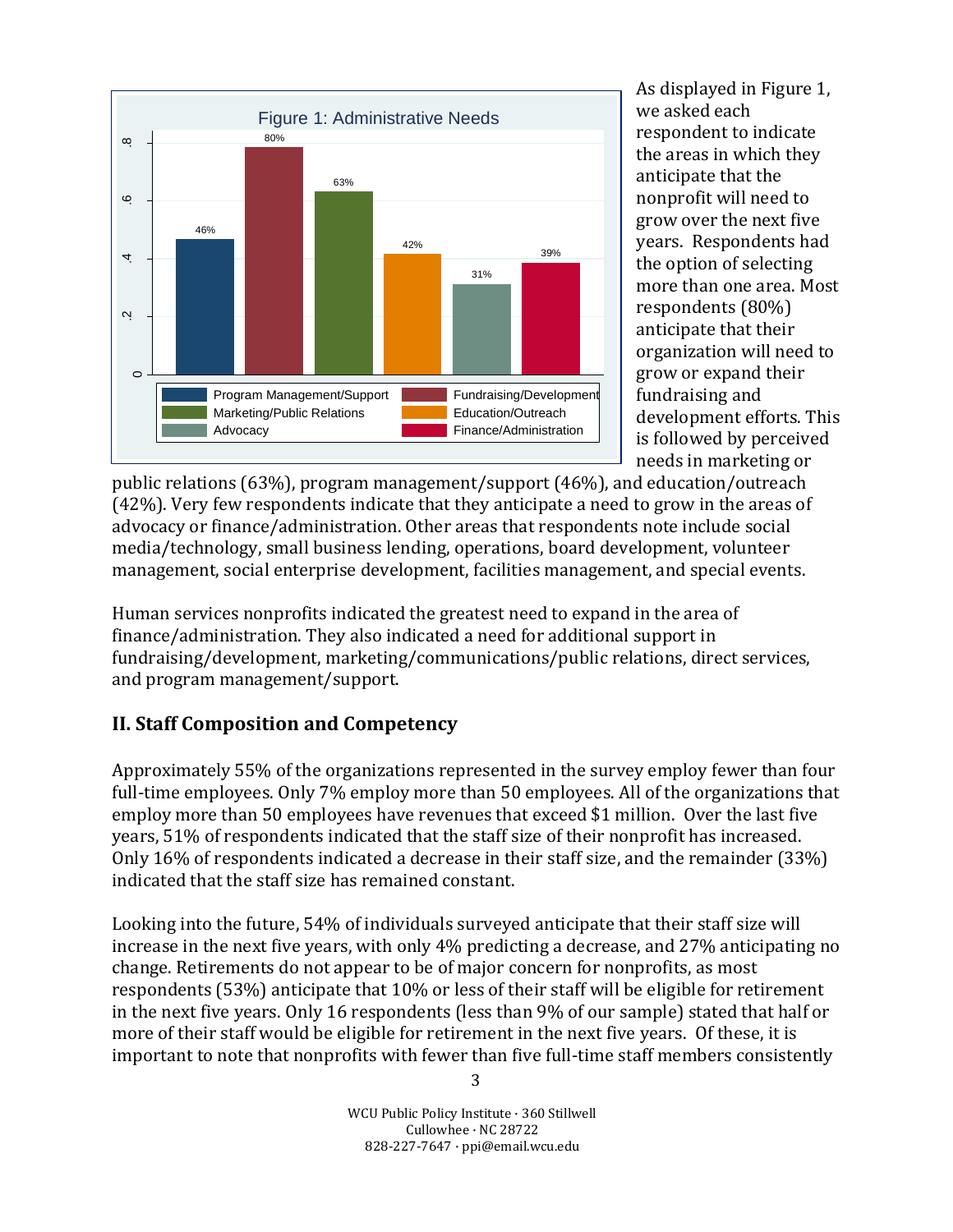Figure 1: Administrative Needs

| Area | Percent |
| --- | --- |
| Program Management/Support | 46% |
| Fundraising/Development | 80% |
| Marketing/Public Relations | 63% |
| Education/Outreach | 42% |
| Advocacy | 31% |
| Finance/Administration | 39% |

As displayed in Figure 1, we asked each respondent to indicate the areas in which they anticipate that the nonprofit will need to grow over the next five years. Respondents had the option of selecting more than one area. Most respondents (80%) anticipate that their organization will need to grow or expand their fundraising and development efforts. This is followed by perceived needs in marketing or public relations (63%), program management/support (46%), and education/outreach (42%). Very few respondents indicate that they anticipate a need to grow in the areas of advocacy or finance/administration. Other areas that respondents note include social media/technology, small business lending, operations, board development, volunteer management, social enterprise development, facilities management, and special events.

Human services nonprofits indicated the greatest need to expand in the area of finance/administration. They also indicated a need for additional support in fundraising/development, marketing/communications/public relations, direct services, and program management/support.

## II. Staff Composition and Competency

Approximately 55% of the organizations represented in the survey employ fewer than four full-time employees. Only 7% employ more than 50 employees. All of the organizations that employ more than 50 employees have revenues that exceed $1 million. Over the last five years, 51% of respondents indicated that the staff size of their nonprofit has increased. Only 16% of respondents indicated a decrease in their staff size, and the remainder (33%) indicated that the staff size has remained constant.

Looking into the future, 54% of individuals surveyed anticipate that their staff size will increase in the next five years, with only 4% predicting a decrease, and 27% anticipating no change. Retirements do not appear to be of major concern for nonprofits, as most respondents (53%) anticipate that 10% or less of their staff will be eligible for retirement in the next five years. Only 16 respondents (less than 9% of our sample) stated that half or more of their staff would be eligible for retirement in the next five years. Of these, it is important to note that nonprofits with fewer than five full-time staff members consistently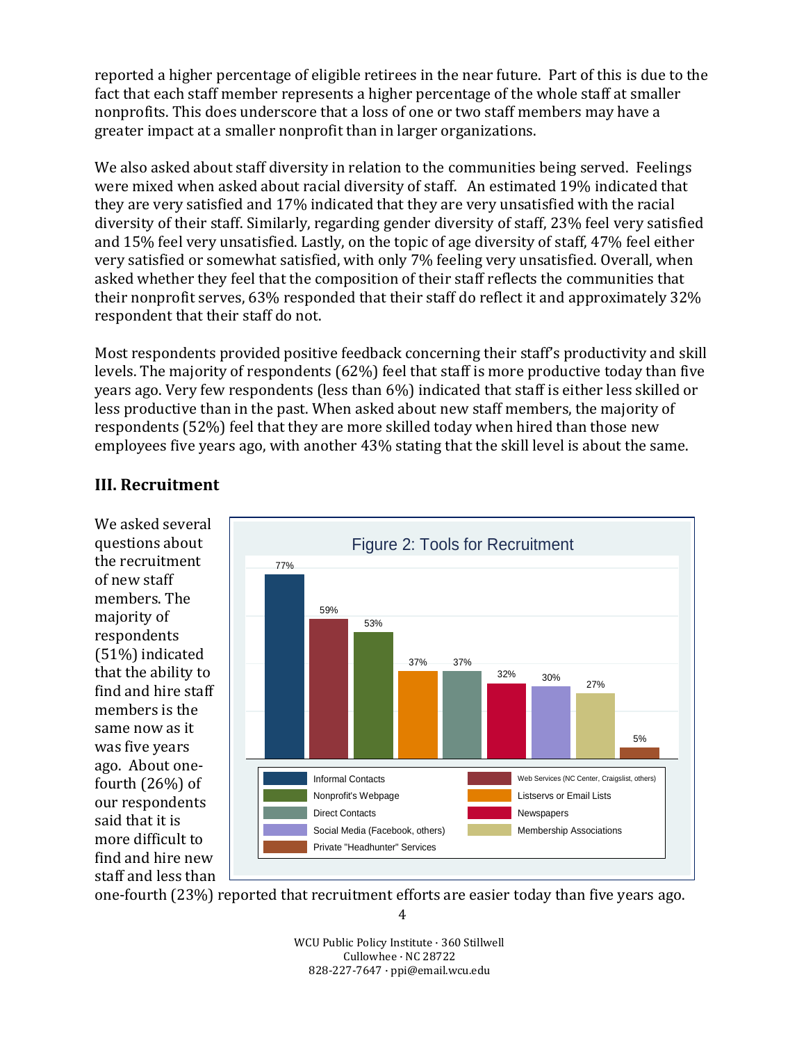reported a higher percentage of eligible retirees in the near future. Part of this is due to the fact that each staff member represents a higher percentage of the whole staff at smaller nonprofits. This does underscore that a loss of one or two staff members may have a greater impact at a smaller nonprofit than in larger organizations.

We also asked about staff diversity in relation to the communities being served. Feelings were mixed when asked about racial diversity of staff. An estimated 19% indicated that they are very satisfied and 17% indicated that they are very unsatisfied with the racial diversity of their staff. Similarly, regarding gender diversity of staff, 23% feel very satisfied and 15% feel very unsatisfied. Lastly, on the topic of age diversity of staff, 47% feel either very satisfied or somewhat satisfied, with only 7% feeling very unsatisfied. Overall, when asked whether they feel that the composition of their staff reflects the communities that their nonprofit serves, 63% responded that their staff do reflect it and approximately 32% respondent that their staff do not.

Most respondents provided positive feedback concerning their staff's productivity and skill levels. The majority of respondents (62%) feel that staff is more productive today than five years ago. Very few respondents (less than 6%) indicated that staff is either less skilled or less productive than in the past. When asked about new staff members, the majority of respondents (52%) feel that they are more skilled today when hired than those new employees five years ago, with another 43% stating that the skill level is about the same.

## III. Recruitment

We asked several questions about the recruitment of new staff members. The majority of respondents (51%) indicated that the ability to find and hire staff members is the same now as it was five years ago. About one-fourth (26%) of our respondents said that it is more difficult to find and hire new staff and less than one-fourth (23%) reported that recruitment efforts are easier today than five years ago.

**Figure 2: Tools for Recruitment**

| Tool | Percentage |
|---|---|
| Informal Contacts | 77% |
| Web Services (NC Center, Craigslist, others) | 59% |
| Nonprofit's Webpage | 53% |
| Listservs or Email Lists | 37% |
| Direct Contacts | 37% |
| Newspapers | 32% |
| Social Media (Facebook, others) | 30% |
| Membership Associations | 27% |
| Private "Headhunter" Services | 5% |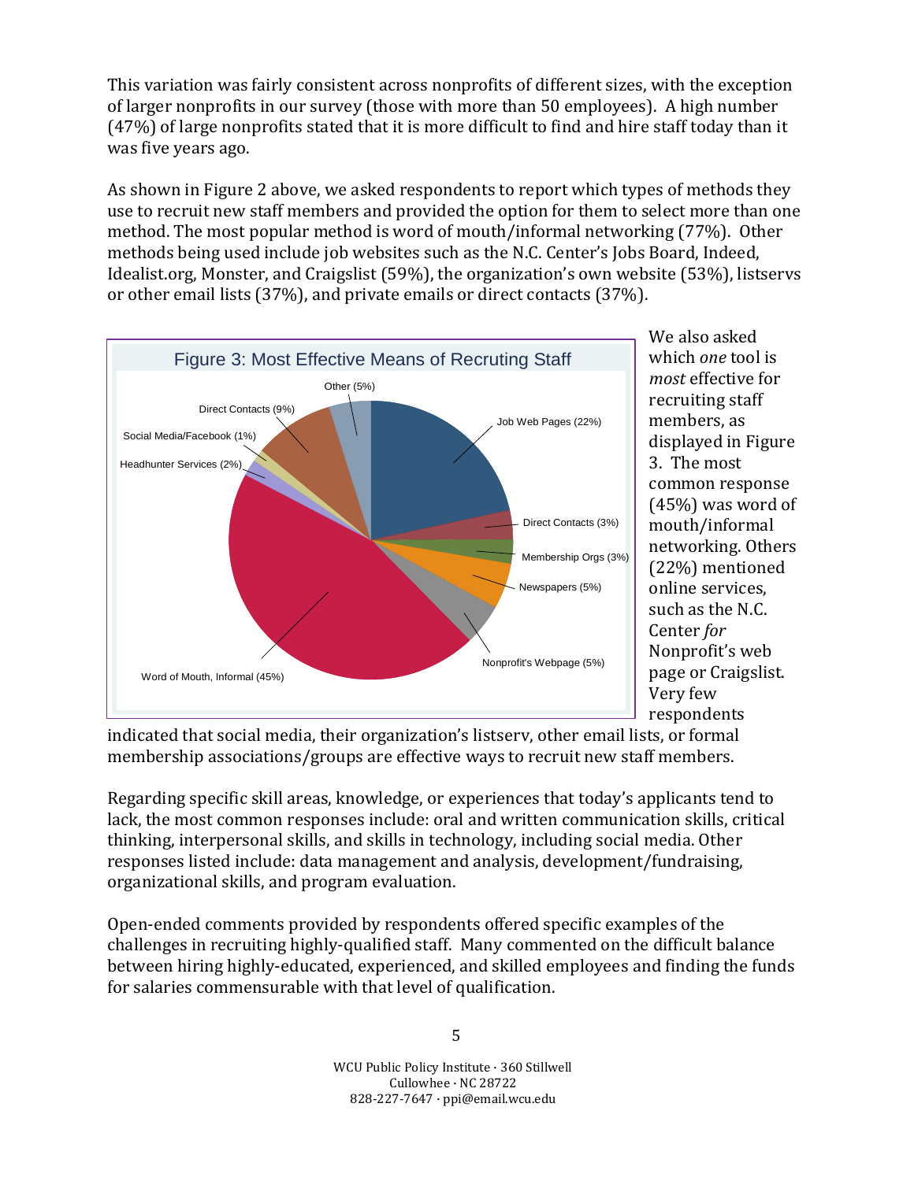This variation was fairly consistent across nonprofits of different sizes, with the exception of larger nonprofits in our survey (those with more than 50 employees). A high number (47%) of large nonprofits stated that it is more difficult to find and hire staff today than it was five years ago.

As shown in Figure 2 above, we asked respondents to report which types of methods they use to recruit new staff members and provided the option for them to select more than one method. The most popular method is word of mouth/informal networking (77%). Other methods being used include job websites such as the N.C. Center's Jobs Board, Indeed, Idealist.org, Monster, and Craigslist (59%), the organization's own website (53%), listservs or other email lists (37%), and private emails or direct contacts (37%).

Figure 3: Most Effective Means of Recruting Staff

| Category | Percentage |
| --- | --- |
| Job Web Pages | 22% |
| Direct Contacts | 3% |
| Membership Orgs | 3% |
| Newspapers | 5% |
| Nonprofit's Webpage | 5% |
| Word of Mouth, Informal | 45% |
| Headhunter Services | 2% |
| Social Media/Facebook | 1% |
| Direct Contacts | 9% |
| Other | 5% |

We also asked which *one* tool is *most* effective for recruiting staff members, as displayed in Figure 3. The most common response (45%) was word of mouth/informal networking. Others (22%) mentioned online services, such as the N.C. Center *for* Nonprofit's web page or Craigslist. Very few respondents indicated that social media, their organization's listserv, other email lists, or formal membership associations/groups are effective ways to recruit new staff members.

Regarding specific skill areas, knowledge, or experiences that today's applicants tend to lack, the most common responses include: oral and written communication skills, critical thinking, interpersonal skills, and skills in technology, including social media. Other responses listed include: data management and analysis, development/fundraising, organizational skills, and program evaluation.

Open-ended comments provided by respondents offered specific examples of the challenges in recruiting highly-qualified staff. Many commented on the difficult balance between hiring highly-educated, experienced, and skilled employees and finding the funds for salaries commensurable with that level of qualification.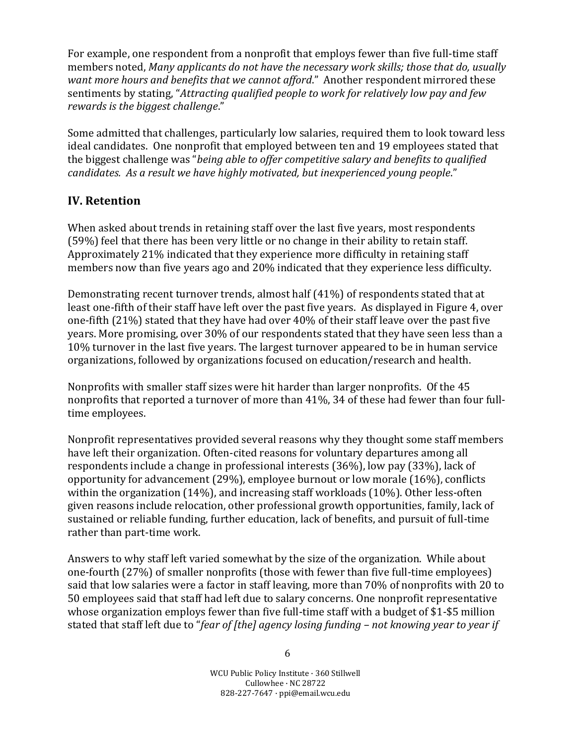For example, one respondent from a nonprofit that employs fewer than five full-time staff members noted, *Many applicants do not have the necessary work skills; those that do, usually want more hours and benefits that we cannot afford*." Another respondent mirrored these sentiments by stating, "*Attracting qualified people to work for relatively low pay and few rewards is the biggest challenge*."

Some admitted that challenges, particularly low salaries, required them to look toward less ideal candidates. One nonprofit that employed between ten and 19 employees stated that the biggest challenge was "*being able to offer competitive salary and benefits to qualified candidates. As a result we have highly motivated, but inexperienced young people*."

## IV. Retention

When asked about trends in retaining staff over the last five years, most respondents (59%) feel that there has been very little or no change in their ability to retain staff. Approximately 21% indicated that they experience more difficulty in retaining staff members now than five years ago and 20% indicated that they experience less difficulty.

Demonstrating recent turnover trends, almost half (41%) of respondents stated that at least one-fifth of their staff have left over the past five years. As displayed in Figure 4, over one-fifth (21%) stated that they have had over 40% of their staff leave over the past five years. More promising, over 30% of our respondents stated that they have seen less than a 10% turnover in the last five years. The largest turnover appeared to be in human service organizations, followed by organizations focused on education/research and health.

Nonprofits with smaller staff sizes were hit harder than larger nonprofits. Of the 45 nonprofits that reported a turnover of more than 41%, 34 of these had fewer than four full-time employees.

Nonprofit representatives provided several reasons why they thought some staff members have left their organization. Often-cited reasons for voluntary departures among all respondents include a change in professional interests (36%), low pay (33%), lack of opportunity for advancement (29%), employee burnout or low morale (16%), conflicts within the organization (14%), and increasing staff workloads (10%). Other less-often given reasons include relocation, other professional growth opportunities, family, lack of sustained or reliable funding, further education, lack of benefits, and pursuit of full-time rather than part-time work.

Answers to why staff left varied somewhat by the size of the organization. While about one-fourth (27%) of smaller nonprofits (those with fewer than five full-time employees) said that low salaries were a factor in staff leaving, more than 70% of nonprofits with 20 to 50 employees said that staff had left due to salary concerns. One nonprofit representative whose organization employs fewer than five full-time staff with a budget of $1-$5 million stated that staff left due to "*fear of [the] agency losing funding – not knowing year to year if*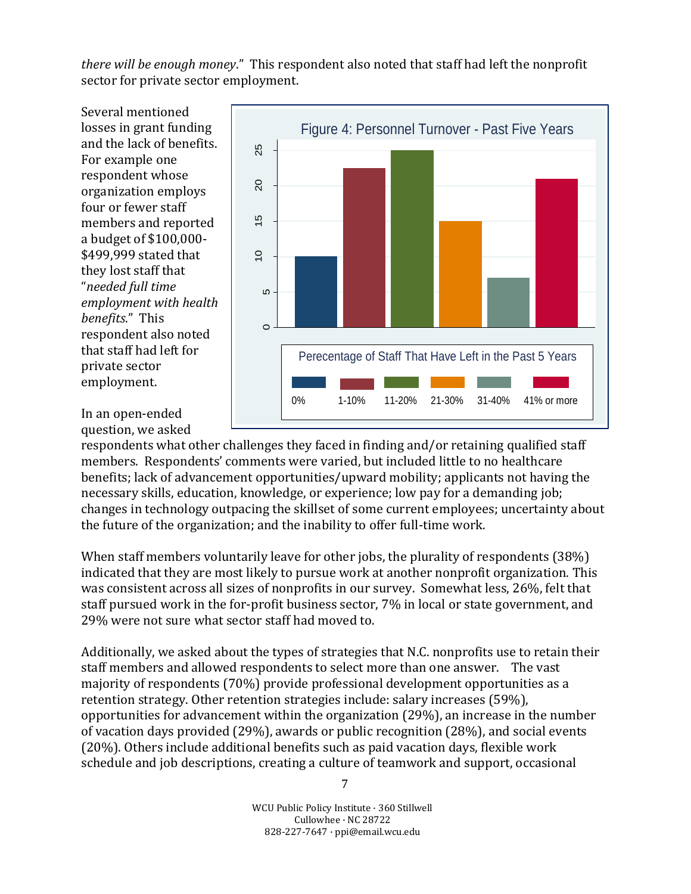*there will be enough money*." This respondent also noted that staff had left the nonprofit sector for private sector employment.

Several mentioned losses in grant funding and the lack of benefits. For example one respondent whose organization employs four or fewer staff members and reported a budget of $100,000-$499,999 stated that they lost staff that "*needed full time employment with health benefits*." This respondent also noted that staff had left for private sector employment.

Figure 4: Personnel Turnover - Past Five Years

In an open-ended question, we asked respondents what other challenges they faced in finding and/or retaining qualified staff members. Respondents' comments were varied, but included little to no healthcare benefits; lack of advancement opportunities/upward mobility; applicants not having the necessary skills, education, knowledge, or experience; low pay for a demanding job; changes in technology outpacing the skillset of some current employees; uncertainty about the future of the organization; and the inability to offer full-time work.

When staff members voluntarily leave for other jobs, the plurality of respondents (38%) indicated that they are most likely to pursue work at another nonprofit organization. This was consistent across all sizes of nonprofits in our survey. Somewhat less, 26%, felt that staff pursued work in the for-profit business sector, 7% in local or state government, and 29% were not sure what sector staff had moved to.

Additionally, we asked about the types of strategies that N.C. nonprofits use to retain their staff members and allowed respondents to select more than one answer. The vast majority of respondents (70%) provide professional development opportunities as a retention strategy. Other retention strategies include: salary increases (59%), opportunities for advancement within the organization (29%), an increase in the number of vacation days provided (29%), awards or public recognition (28%), and social events (20%). Others include additional benefits such as paid vacation days, flexible work schedule and job descriptions, creating a culture of teamwork and support, occasional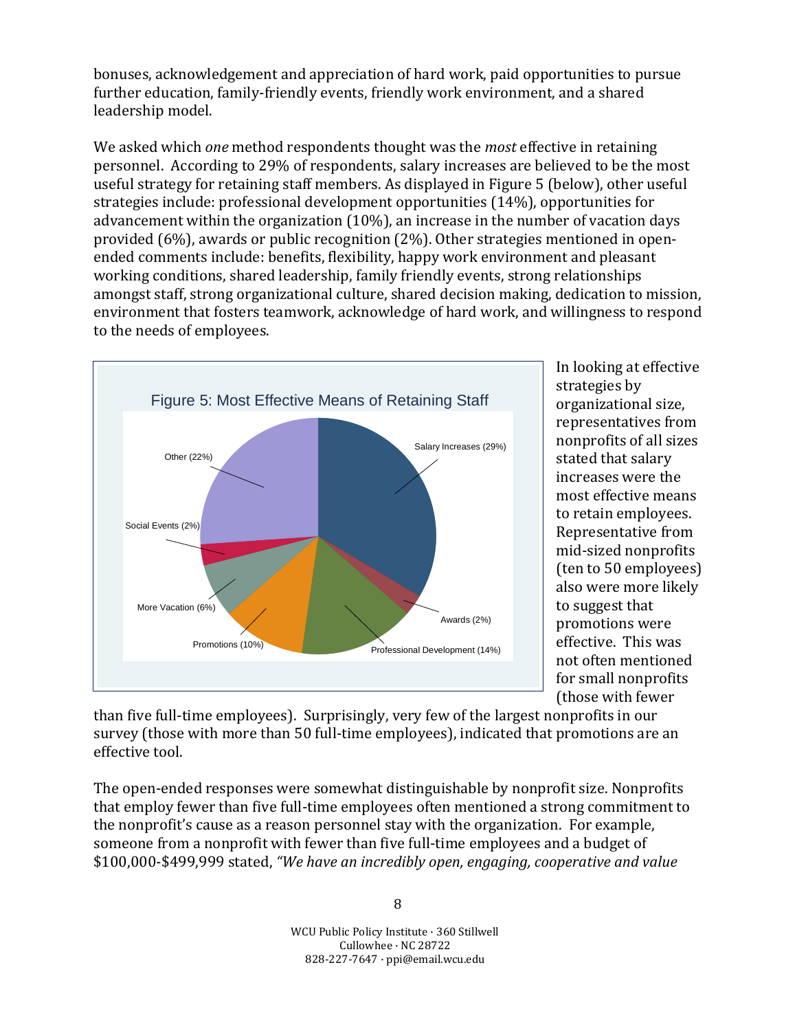bonuses, acknowledgement and appreciation of hard work, paid opportunities to pursue further education, family-friendly events, friendly work environment, and a shared leadership model.

We asked which *one* method respondents thought was the *most* effective in retaining personnel. According to 29% of respondents, salary increases are believed to be the most useful strategy for retaining staff members. As displayed in Figure 5 (below), other useful strategies include: professional development opportunities (14%), opportunities for advancement within the organization (10%), an increase in the number of vacation days provided (6%), awards or public recognition (2%). Other strategies mentioned in open-ended comments include: benefits, flexibility, happy work environment and pleasant working conditions, shared leadership, family friendly events, strong relationships amongst staff, strong organizational culture, shared decision making, dedication to mission, environment that fosters teamwork, acknowledge of hard work, and willingness to respond to the needs of employees.

Figure 5: Most Effective Means of Retaining Staff

| Category | Percent |
|---|---|
| Salary Increases | 29% |
| Awards | 2% |
| Professional Development | 14% |
| Promotions | 10% |
| More Vacation | 6% |
| Social Events | 2% |
| Other | 22% |

In looking at effective strategies by organizational size, representatives from nonprofits of all sizes stated that salary increases were the most effective means to retain employees. Representative from mid-sized nonprofits (ten to 50 employees) also were more likely to suggest that promotions were effective. This was not often mentioned for small nonprofits (those with fewer than five full-time employees). Surprisingly, very few of the largest nonprofits in our survey (those with more than 50 full-time employees), indicated that promotions are an effective tool.

The open-ended responses were somewhat distinguishable by nonprofit size. Nonprofits that employ fewer than five full-time employees often mentioned a strong commitment to the nonprofit's cause as a reason personnel stay with the organization. For example, someone from a nonprofit with fewer than five full-time employees and a budget of \$100,000-\$499,999 stated, *"We have an incredibly open, engaging, cooperative and value*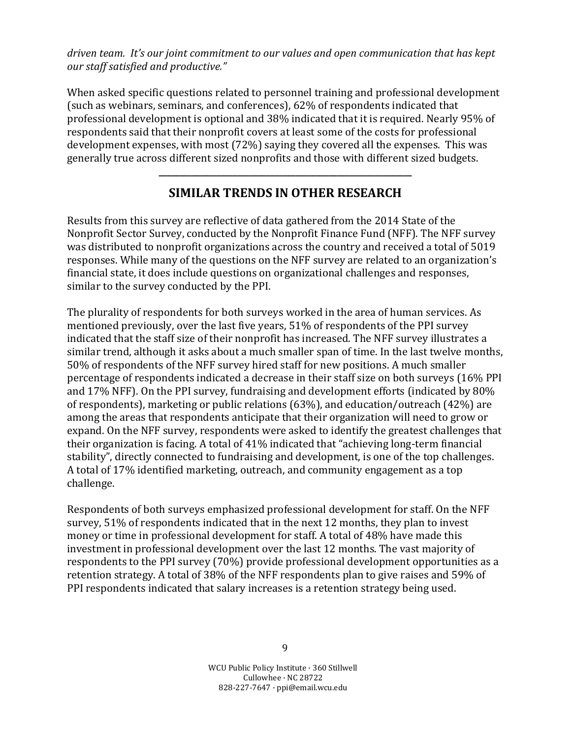*driven team. It's our joint commitment to our values and open communication that has kept our staff satisfied and productive."*

When asked specific questions related to personnel training and professional development (such as webinars, seminars, and conferences), 62% of respondents indicated that professional development is optional and 38% indicated that it is required. Nearly 95% of respondents said that their nonprofit covers at least some of the costs for professional development expenses, with most (72%) saying they covered all the expenses. This was generally true across different sized nonprofits and those with different sized budgets.

---

## SIMILAR TRENDS IN OTHER RESEARCH

Results from this survey are reflective of data gathered from the 2014 State of the Nonprofit Sector Survey, conducted by the Nonprofit Finance Fund (NFF). The NFF survey was distributed to nonprofit organizations across the country and received a total of 5019 responses. While many of the questions on the NFF survey are related to an organization's financial state, it does include questions on organizational challenges and responses, similar to the survey conducted by the PPI.

The plurality of respondents for both surveys worked in the area of human services. As mentioned previously, over the last five years, 51% of respondents of the PPI survey indicated that the staff size of their nonprofit has increased. The NFF survey illustrates a similar trend, although it asks about a much smaller span of time. In the last twelve months, 50% of respondents of the NFF survey hired staff for new positions. A much smaller percentage of respondents indicated a decrease in their staff size on both surveys (16% PPI and 17% NFF). On the PPI survey, fundraising and development efforts (indicated by 80% of respondents), marketing or public relations (63%), and education/outreach (42%) are among the areas that respondents anticipate that their organization will need to grow or expand. On the NFF survey, respondents were asked to identify the greatest challenges that their organization is facing. A total of 41% indicated that "achieving long-term financial stability", directly connected to fundraising and development, is one of the top challenges. A total of 17% identified marketing, outreach, and community engagement as a top challenge.

Respondents of both surveys emphasized professional development for staff. On the NFF survey, 51% of respondents indicated that in the next 12 months, they plan to invest money or time in professional development for staff. A total of 48% have made this investment in professional development over the last 12 months. The vast majority of respondents to the PPI survey (70%) provide professional development opportunities as a retention strategy. A total of 38% of the NFF respondents plan to give raises and 59% of PPI respondents indicated that salary increases is a retention strategy being used.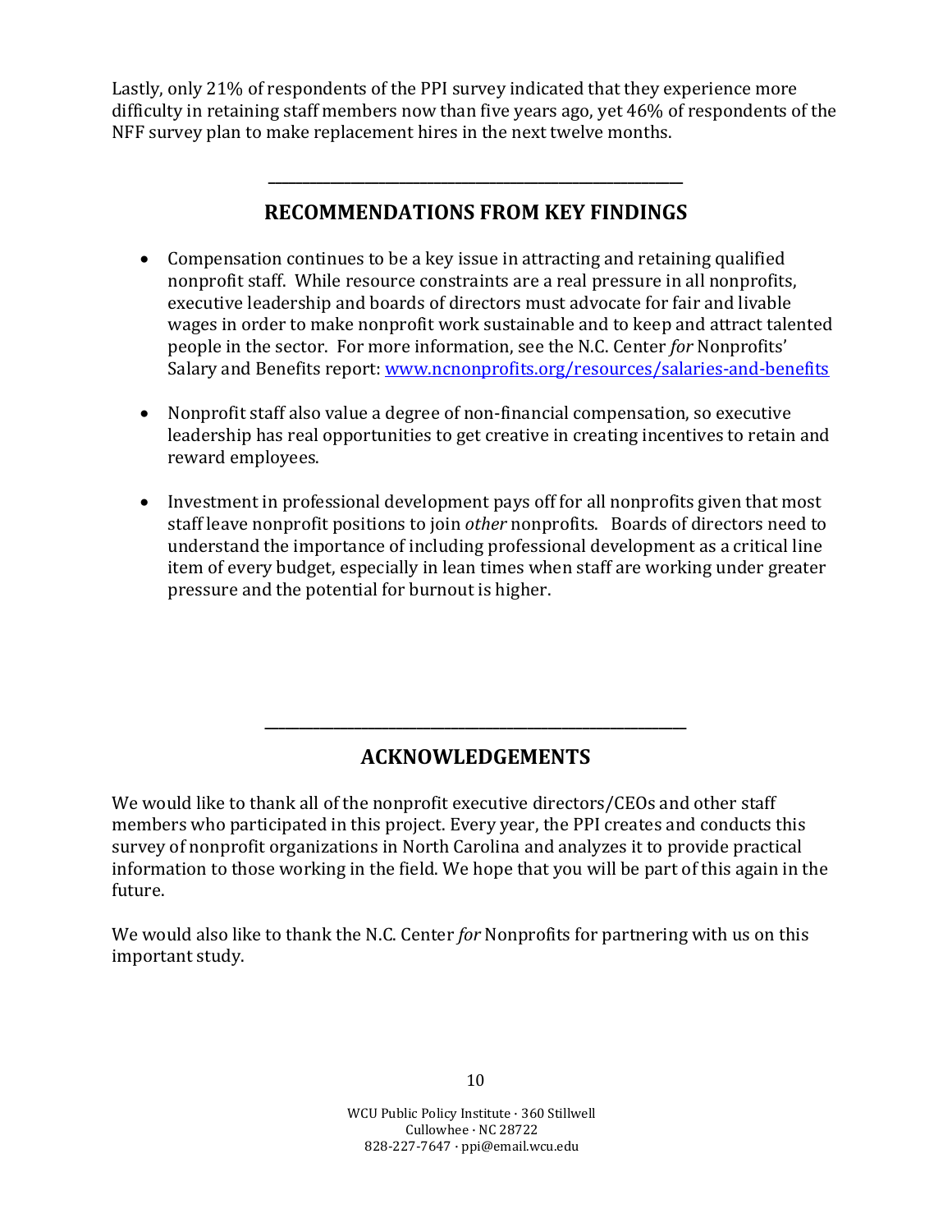Lastly, only 21% of respondents of the PPI survey indicated that they experience more difficulty in retaining staff members now than five years ago, yet 46% of respondents of the NFF survey plan to make replacement hires in the next twelve months.

## RECOMMENDATIONS FROM KEY FINDINGS

- Compensation continues to be a key issue in attracting and retaining qualified nonprofit staff. While resource constraints are a real pressure in all nonprofits, executive leadership and boards of directors must advocate for fair and livable wages in order to make nonprofit work sustainable and to keep and attract talented people in the sector. For more information, see the N.C. Center *for* Nonprofits' Salary and Benefits report: [www.ncnonprofits.org/resources/salaries-and-benefits](www.ncnonprofits.org/resources/salaries-and-benefits)

- Nonprofit staff also value a degree of non-financial compensation, so executive leadership has real opportunities to get creative in creating incentives to retain and reward employees.

- Investment in professional development pays off for all nonprofits given that most staff leave nonprofit positions to join *other* nonprofits. Boards of directors need to understand the importance of including professional development as a critical line item of every budget, especially in lean times when staff are working under greater pressure and the potential for burnout is higher.

## ACKNOWLEDGEMENTS

We would like to thank all of the nonprofit executive directors/CEOs and other staff members who participated in this project. Every year, the PPI creates and conducts this survey of nonprofit organizations in North Carolina and analyzes it to provide practical information to those working in the field. We hope that you will be part of this again in the future.

We would also like to thank the N.C. Center *for* Nonprofits for partnering with us on this important study.